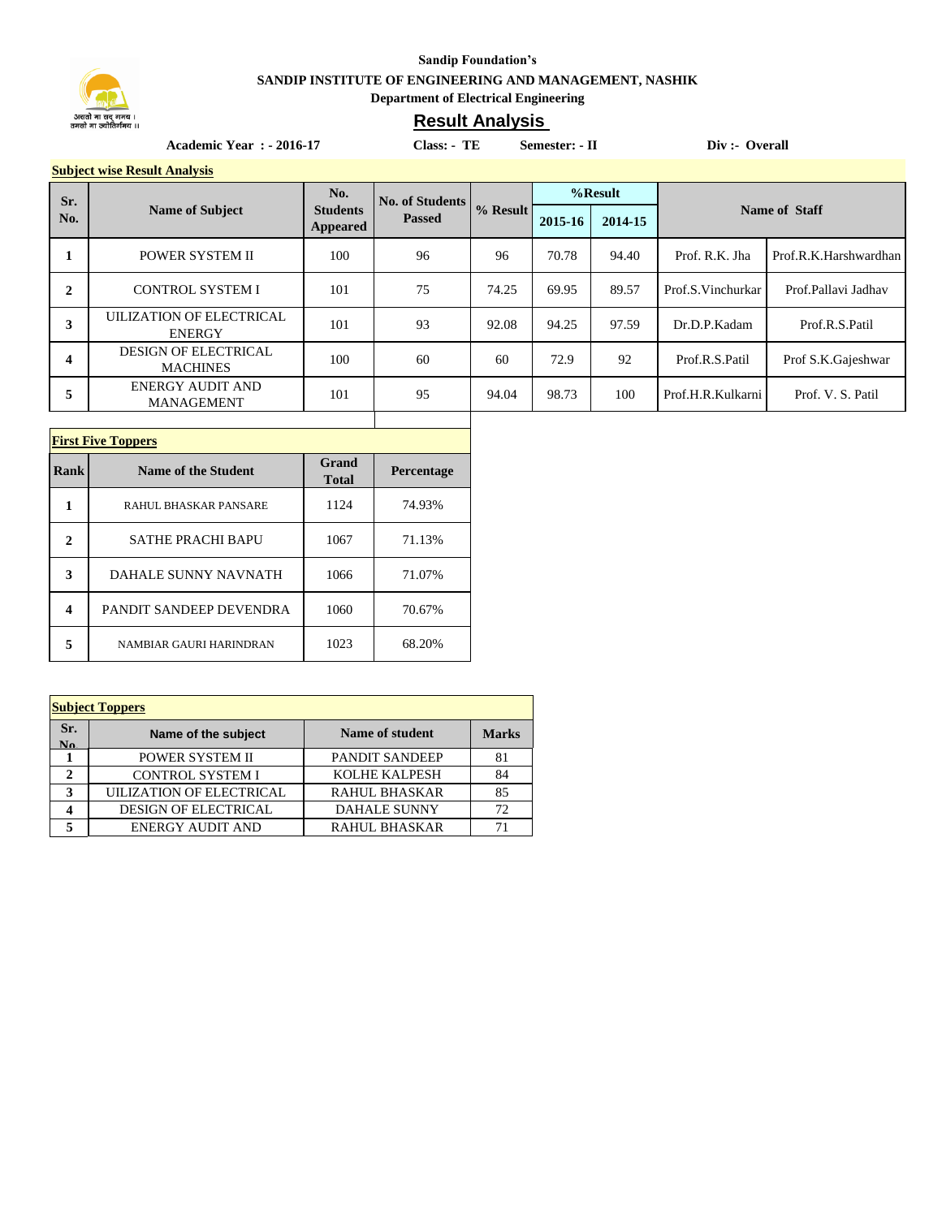Sandip Foundation's

**SANDIP INSTITUTE OF ENGINEERING AND MANAGEMENT, NASHIK**

**Department of Electrical Engineering**

## Result Analysis

**Academic Year : - 2016-17** **Class: - TE** **Semester: - II** **Div :- Overall**

**Subject wise Result Analysis**

| Sr. No. | Name of Subject | No. Students Appeared | No. of Students Passed | % Result | %Result | | Name of Staff | |
|---|---|---|---|---|---|---|---|---|
| | | | | | 2015-16 | 2014-15 | | |
| 1 | POWER SYSTEM II | 100 | 96 | 96 | 70.78 | 94.40 | Prof. R.K. Jha | Prof.R.K.Harshwardhan |
| 2 | CONTROL SYSTEM I | 101 | 75 | 74.25 | 69.95 | 89.57 | Prof.S.Vinchurkar | Prof.Pallavi Jadhav |
| 3 | UILIZATION OF ELECTRICAL ENERGY | 101 | 93 | 92.08 | 94.25 | 97.59 | Dr.D.P.Kadam | Prof.R.S.Patil |
| 4 | DESIGN OF ELECTRICAL MACHINES | 100 | 60 | 60 | 72.9 | 92 | Prof.R.S.Patil | Prof S.K.Gajeshwar |
| 5 | ENERGY AUDIT AND MANAGEMENT | 101 | 95 | 94.04 | 98.73 | 100 | Prof.H.R.Kulkarni | Prof. V. S. Patil |

**First Five Toppers**

| Rank | Name of the Student | Grand Total | Percentage |
|---|---|---|---|
| 1 | RAHUL BHASKAR PANSARE | 1124 | 74.93% |
| 2 | SATHE PRACHI BAPU | 1067 | 71.13% |
| 3 | DAHALE SUNNY NAVNATH | 1066 | 71.07% |
| 4 | PANDIT SANDEEP DEVENDRA | 1060 | 70.67% |
| 5 | NAMBIAR GAURI HARINDRAN | 1023 | 68.20% |

**Subject Toppers**

| Sr. No. | Name of the subject | Name of student | Marks |
|---|---|---|---|
| 1 | POWER SYSTEM II | PANDIT SANDEEP | 81 |
| 2 | CONTROL SYSTEM I | KOLHE KALPESH | 84 |
| 3 | UILIZATION OF ELECTRICAL | RAHUL BHASKAR | 85 |
| 4 | DESIGN OF ELECTRICAL | DAHALE SUNNY | 72 |
| 5 | ENERGY AUDIT AND | RAHUL BHASKAR | 71 |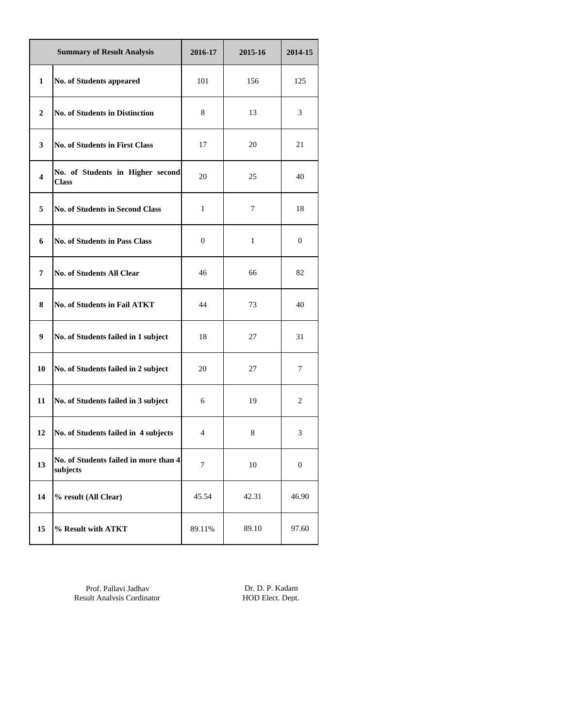| Summary of Result Analysis | | 2016-17 | 2015-16 | 2014-15 |
|---|---|---|---|---|
| 1 | No. of Students appeared | 101 | 156 | 125 |
| 2 | No. of Students in Distinction | 8 | 13 | 3 |
| 3 | No. of Students in First Class | 17 | 20 | 21 |
| 4 | No. of Students in Higher second Class | 20 | 25 | 40 |
| 5 | No. of Students in Second Class | 1 | 7 | 18 |
| 6 | No. of Students in Pass Class | 0 | 1 | 0 |
| 7 | No. of Students All Clear | 46 | 66 | 82 |
| 8 | No. of Students in Fail ATKT | 44 | 73 | 40 |
| 9 | No. of Students failed in 1 subject | 18 | 27 | 31 |
| 10 | No. of Students failed in 2 subject | 20 | 27 | 7 |
| 11 | No. of Students failed in 3 subject | 6 | 19 | 2 |
| 12 | No. of Students failed in 4 subjects | 4 | 8 | 3 |
| 13 | No. of Students failed in more than 4 subjects | 7 | 10 | 0 |
| 14 | % result (All Clear) | 45.54 | 42.31 | 46.90 |
| 15 | % Result with ATKT | 89.11% | 89.10 | 97.60 |

Prof. Pallavi Jadhav
Result Analysis Cordinator

Dr. D. P. Kadam
HOD Elect. Dept.